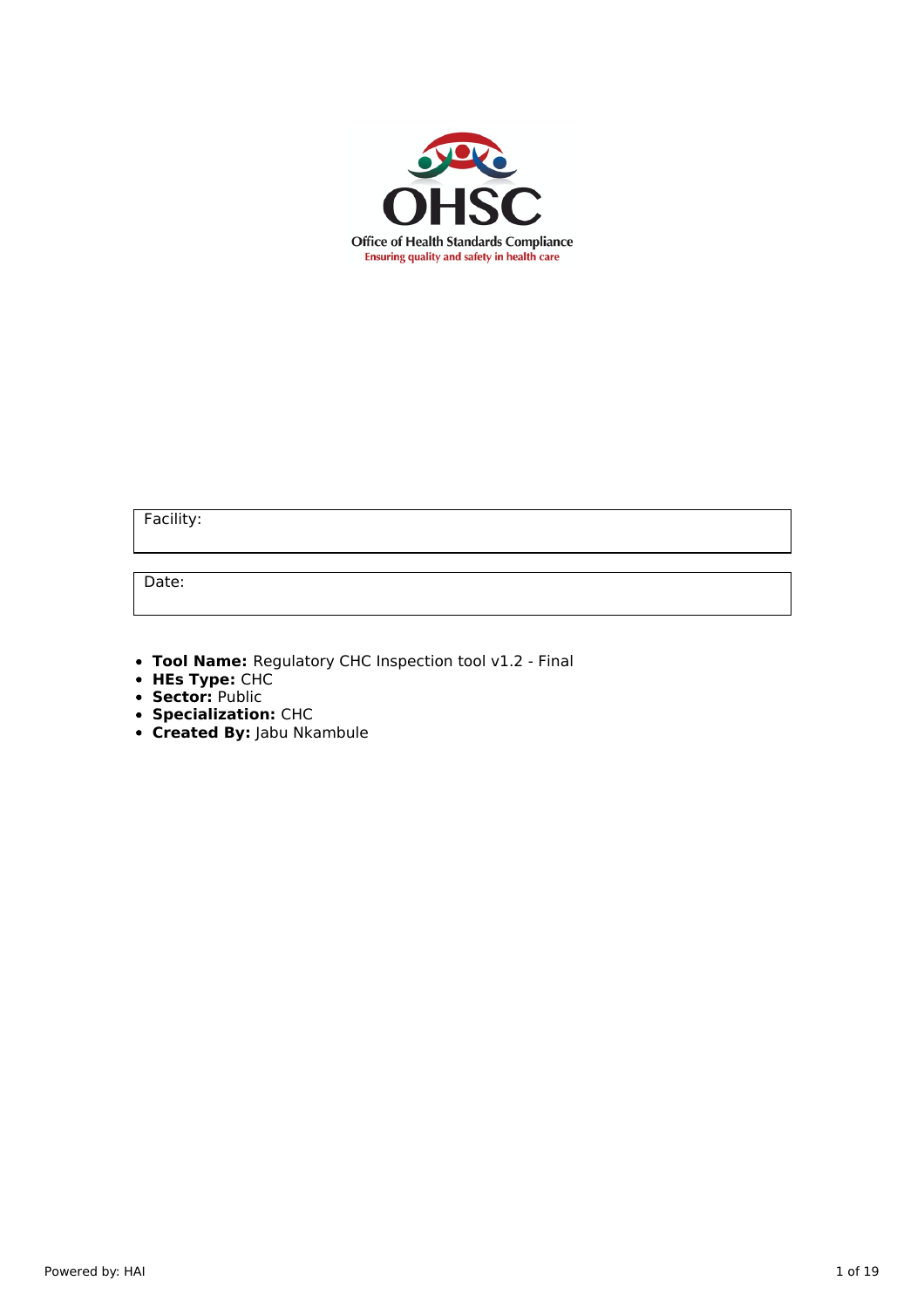OHSC

Office of Health Standards Compliance

Ensuring quality and safety in health care

| Facility: |
| --- |

| Date: |
| --- |

- **Tool Name:** Regulatory CHC Inspection tool v1.2 - Final
- **HEs Type:** CHC
- **Sector:** Public
- **Specialization:** CHC
- **Created By:** Jabu Nkambule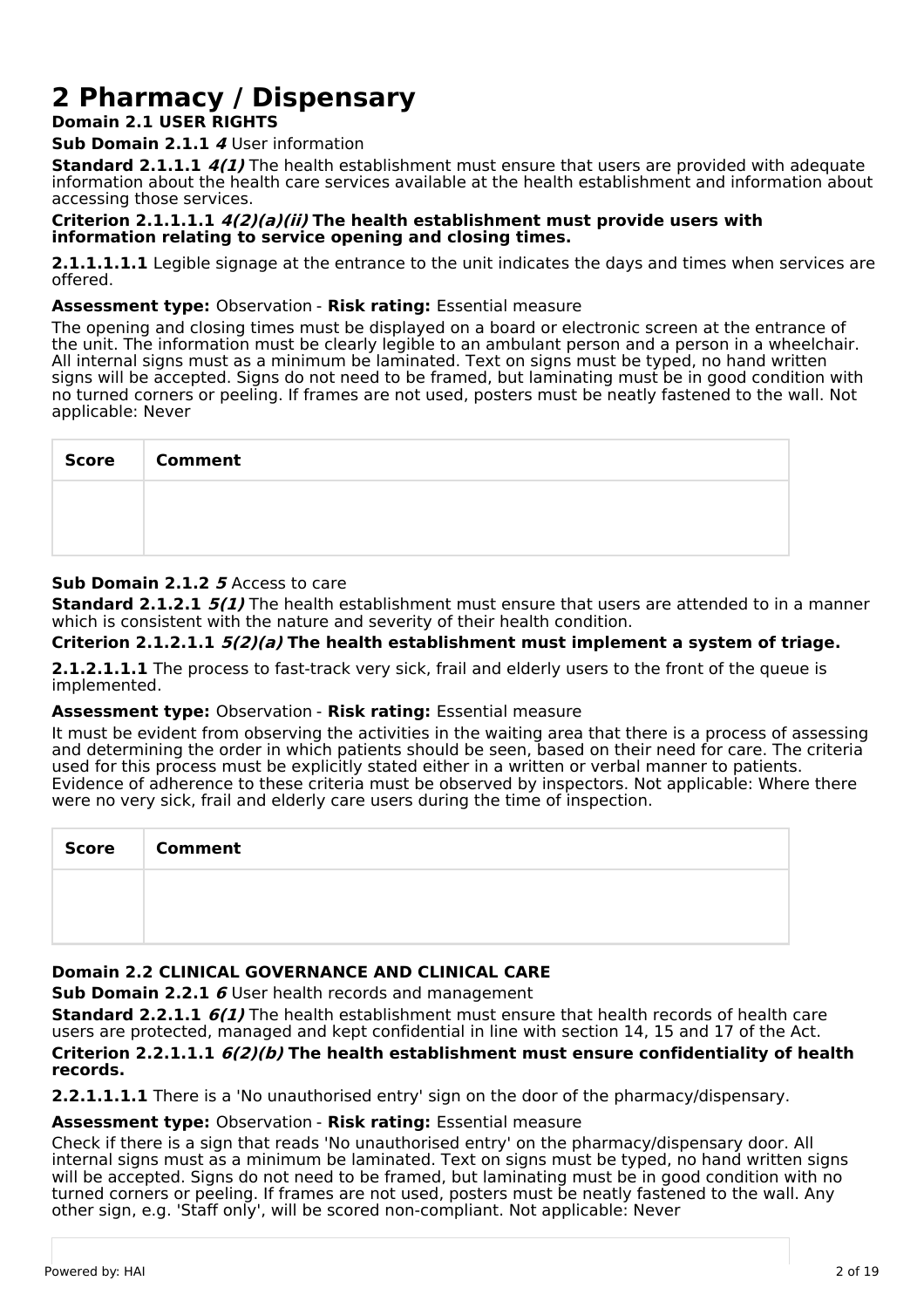# 2 Pharmacy / Dispensary

**Domain 2.1 USER RIGHTS**

**Sub Domain 2.1.1** ***4*** User information

**Standard 2.1.1.1** ***4(1)*** The health establishment must ensure that users are provided with adequate information about the health care services available at the health establishment and information about accessing those services.

**Criterion 2.1.1.1.1** ***4(2)(a)(ii)*** **The health establishment must provide users with information relating to service opening and closing times.**

**2.1.1.1.1.1** Legible signage at the entrance to the unit indicates the days and times when services are offered.

**Assessment type:** Observation - **Risk rating:** Essential measure

The opening and closing times must be displayed on a board or electronic screen at the entrance of the unit. The information must be clearly legible to an ambulant person and a person in a wheelchair. All internal signs must as a minimum be laminated. Text on signs must be typed, no hand written signs will be accepted. Signs do not need to be framed, but laminating must be in good condition with no turned corners or peeling. If frames are not used, posters must be neatly fastened to the wall. Not applicable: Never

| Score | Comment |
|---|---|
| | |

**Sub Domain 2.1.2** ***5*** Access to care

**Standard 2.1.2.1** ***5(1)*** The health establishment must ensure that users are attended to in a manner which is consistent with the nature and severity of their health condition.

**Criterion 2.1.2.1.1** ***5(2)(a)*** **The health establishment must implement a system of triage.**

**2.1.2.1.1.1** The process to fast-track very sick, frail and elderly users to the front of the queue is implemented.

**Assessment type:** Observation - **Risk rating:** Essential measure

It must be evident from observing the activities in the waiting area that there is a process of assessing and determining the order in which patients should be seen, based on their need for care. The criteria used for this process must be explicitly stated either in a written or verbal manner to patients. Evidence of adherence to these criteria must be observed by inspectors. Not applicable: Where there were no very sick, frail and elderly care users during the time of inspection.

| Score | Comment |
|---|---|
| | |

**Domain 2.2 CLINICAL GOVERNANCE AND CLINICAL CARE**

**Sub Domain 2.2.1** ***6*** User health records and management

**Standard 2.2.1.1** ***6(1)*** The health establishment must ensure that health records of health care users are protected, managed and kept confidential in line with section 14, 15 and 17 of the Act.

**Criterion 2.2.1.1.1** ***6(2)(b)*** **The health establishment must ensure confidentiality of health records.**

**2.2.1.1.1.1** There is a 'No unauthorised entry' sign on the door of the pharmacy/dispensary.

**Assessment type:** Observation - **Risk rating:** Essential measure

Check if there is a sign that reads 'No unauthorised entry' on the pharmacy/dispensary door. All internal signs must as a minimum be laminated. Text on signs must be typed, no hand written signs will be accepted. Signs do not need to be framed, but laminating must be in good condition with no turned corners or peeling. If frames are not used, posters must be neatly fastened to the wall. Any other sign, e.g. 'Staff only', will be scored non-compliant. Not applicable: Never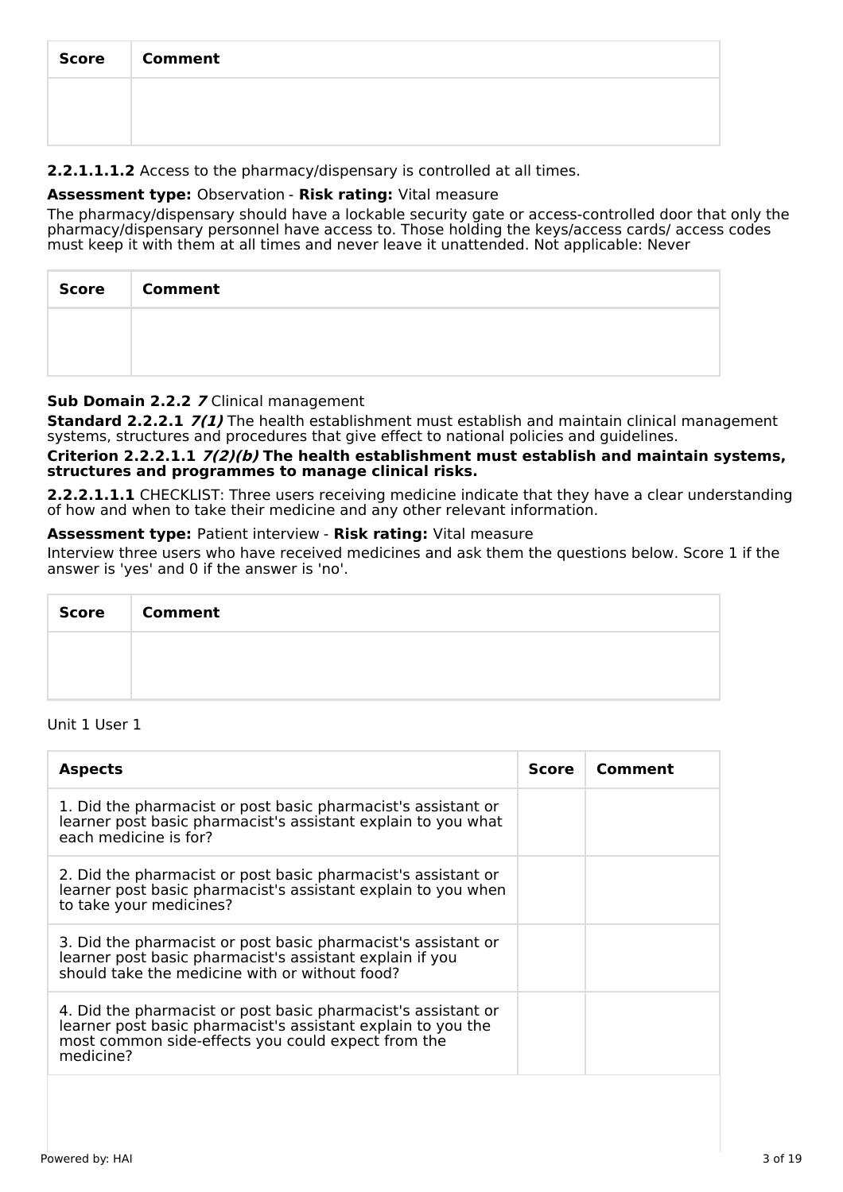| Score | Comment |
| --- | --- |
| | |

**2.2.1.1.1.2** Access to the pharmacy/dispensary is controlled at all times.

**Assessment type:** Observation - **Risk rating:** Vital measure

The pharmacy/dispensary should have a lockable security gate or access-controlled door that only the pharmacy/dispensary personnel have access to. Those holding the keys/access cards/ access codes must keep it with them at all times and never leave it unattended. Not applicable: Never

| Score | Comment |
| --- | --- |
| | |

**Sub Domain 2.2.2** ***7*** Clinical management

**Standard 2.2.2.1** ***7(1)*** The health establishment must establish and maintain clinical management systems, structures and procedures that give effect to national policies and guidelines.

**Criterion 2.2.2.1.1** ***7(2)(b)*** **The health establishment must establish and maintain systems, structures and programmes to manage clinical risks.**

**2.2.2.1.1.1** CHECKLIST: Three users receiving medicine indicate that they have a clear understanding of how and when to take their medicine and any other relevant information.

**Assessment type:** Patient interview - **Risk rating:** Vital measure

Interview three users who have received medicines and ask them the questions below. Score 1 if the answer is 'yes' and 0 if the answer is 'no'.

| Score | Comment |
| --- | --- |
| | |

Unit 1 User 1

| Aspects | Score | Comment |
| --- | --- | --- |
| 1. Did the pharmacist or post basic pharmacist's assistant or learner post basic pharmacist's assistant explain to you what each medicine is for? | | |
| 2. Did the pharmacist or post basic pharmacist's assistant or learner post basic pharmacist's assistant explain to you when to take your medicines? | | |
| 3. Did the pharmacist or post basic pharmacist's assistant or learner post basic pharmacist's assistant explain if you should take the medicine with or without food? | | |
| 4. Did the pharmacist or post basic pharmacist's assistant or learner post basic pharmacist's assistant explain to you the most common side-effects you could expect from the medicine? | | |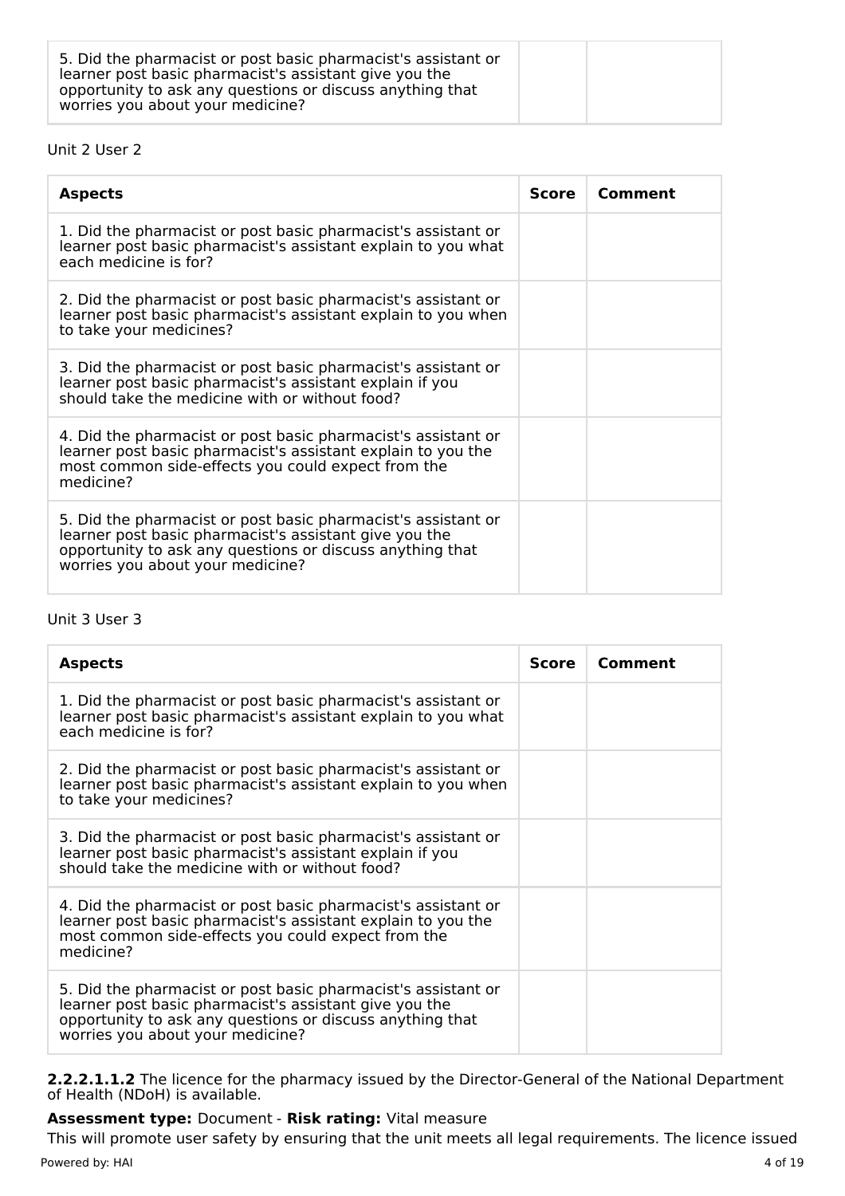| 5. Did the pharmacist or post basic pharmacist's assistant or learner post basic pharmacist's assistant give you the opportunity to ask any questions or discuss anything that worries you about your medicine? | | |
|---|---|---|

Unit 2 User 2

| Aspects | Score | Comment |
|---|---|---|
| 1. Did the pharmacist or post basic pharmacist's assistant or learner post basic pharmacist's assistant explain to you what each medicine is for? | | |
| 2. Did the pharmacist or post basic pharmacist's assistant or learner post basic pharmacist's assistant explain to you when to take your medicines? | | |
| 3. Did the pharmacist or post basic pharmacist's assistant or learner post basic pharmacist's assistant explain if you should take the medicine with or without food? | | |
| 4. Did the pharmacist or post basic pharmacist's assistant or learner post basic pharmacist's assistant explain to you the most common side-effects you could expect from the medicine? | | |
| 5. Did the pharmacist or post basic pharmacist's assistant or learner post basic pharmacist's assistant give you the opportunity to ask any questions or discuss anything that worries you about your medicine? | | |

Unit 3 User 3

| Aspects | Score | Comment |
|---|---|---|
| 1. Did the pharmacist or post basic pharmacist's assistant or learner post basic pharmacist's assistant explain to you what each medicine is for? | | |
| 2. Did the pharmacist or post basic pharmacist's assistant or learner post basic pharmacist's assistant explain to you when to take your medicines? | | |
| 3. Did the pharmacist or post basic pharmacist's assistant or learner post basic pharmacist's assistant explain if you should take the medicine with or without food? | | |
| 4. Did the pharmacist or post basic pharmacist's assistant or learner post basic pharmacist's assistant explain to you the most common side-effects you could expect from the medicine? | | |
| 5. Did the pharmacist or post basic pharmacist's assistant or learner post basic pharmacist's assistant give you the opportunity to ask any questions or discuss anything that worries you about your medicine? | | |

**2.2.2.1.1.2** The licence for the pharmacy issued by the Director-General of the National Department of Health (NDoH) is available.

**Assessment type:** Document - **Risk rating:** Vital measure

This will promote user safety by ensuring that the unit meets all legal requirements. The licence issued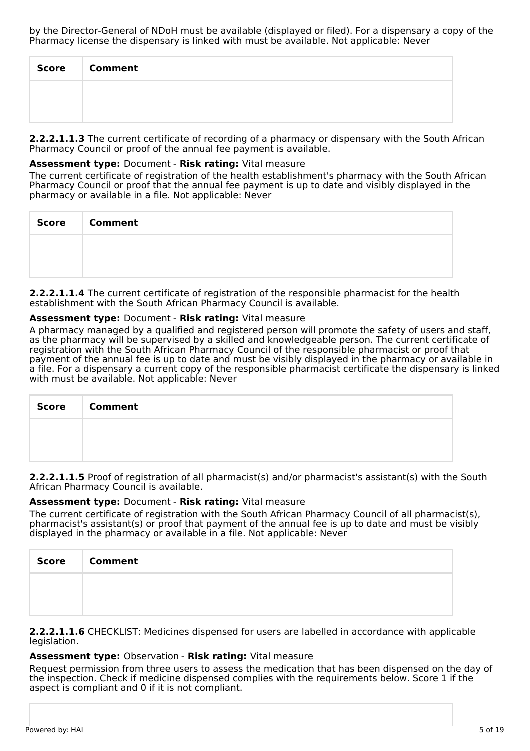by the Director-General of NDoH must be available (displayed or filed). For a dispensary a copy of the Pharmacy license the dispensary is linked with must be available. Not applicable: Never

| Score | Comment |
|---|---|
| | |

**2.2.2.1.1.3** The current certificate of recording of a pharmacy or dispensary with the South African Pharmacy Council or proof of the annual fee payment is available.

**Assessment type:** Document - **Risk rating:** Vital measure

The current certificate of registration of the health establishment's pharmacy with the South African Pharmacy Council or proof that the annual fee payment is up to date and visibly displayed in the pharmacy or available in a file. Not applicable: Never

| Score | Comment |
|---|---|
| | |

**2.2.2.1.1.4** The current certificate of registration of the responsible pharmacist for the health establishment with the South African Pharmacy Council is available.

**Assessment type:** Document - **Risk rating:** Vital measure

A pharmacy managed by a qualified and registered person will promote the safety of users and staff, as the pharmacy will be supervised by a skilled and knowledgeable person. The current certificate of registration with the South African Pharmacy Council of the responsible pharmacist or proof that payment of the annual fee is up to date and must be visibly displayed in the pharmacy or available in a file. For a dispensary a current copy of the responsible pharmacist certificate the dispensary is linked with must be available. Not applicable: Never

| Score | Comment |
|---|---|
| | |

**2.2.2.1.1.5** Proof of registration of all pharmacist(s) and/or pharmacist's assistant(s) with the South African Pharmacy Council is available.

**Assessment type:** Document - **Risk rating:** Vital measure

The current certificate of registration with the South African Pharmacy Council of all pharmacist(s), pharmacist's assistant(s) or proof that payment of the annual fee is up to date and must be visibly displayed in the pharmacy or available in a file. Not applicable: Never

| Score | Comment |
|---|---|
| | |

**2.2.2.1.1.6** CHECKLIST: Medicines dispensed for users are labelled in accordance with applicable legislation.

**Assessment type:** Observation - **Risk rating:** Vital measure

Request permission from three users to assess the medication that has been dispensed on the day of the inspection. Check if medicine dispensed complies with the requirements below. Score 1 if the aspect is compliant and 0 if it is not compliant.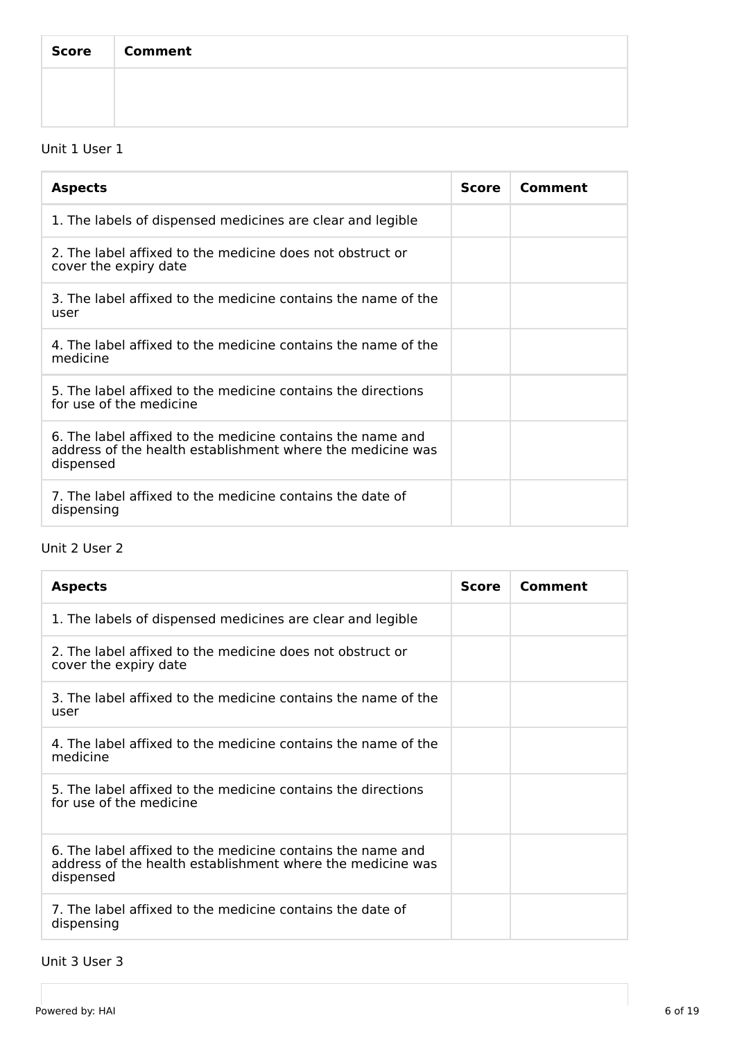| Score | Comment |
| --- | --- |
| | |

Unit 1 User 1

| Aspects | Score | Comment |
| --- | --- | --- |
| 1. The labels of dispensed medicines are clear and legible | | |
| 2. The label affixed to the medicine does not obstruct or cover the expiry date | | |
| 3. The label affixed to the medicine contains the name of the user | | |
| 4. The label affixed to the medicine contains the name of the medicine | | |
| 5. The label affixed to the medicine contains the directions for use of the medicine | | |
| 6. The label affixed to the medicine contains the name and address of the health establishment where the medicine was dispensed | | |
| 7. The label affixed to the medicine contains the date of dispensing | | |

Unit 2 User 2

| Aspects | Score | Comment |
| --- | --- | --- |
| 1. The labels of dispensed medicines are clear and legible | | |
| 2. The label affixed to the medicine does not obstruct or cover the expiry date | | |
| 3. The label affixed to the medicine contains the name of the user | | |
| 4. The label affixed to the medicine contains the name of the medicine | | |
| 5. The label affixed to the medicine contains the directions for use of the medicine | | |
| 6. The label affixed to the medicine contains the name and address of the health establishment where the medicine was dispensed | | |
| 7. The label affixed to the medicine contains the date of dispensing | | |

Unit 3 User 3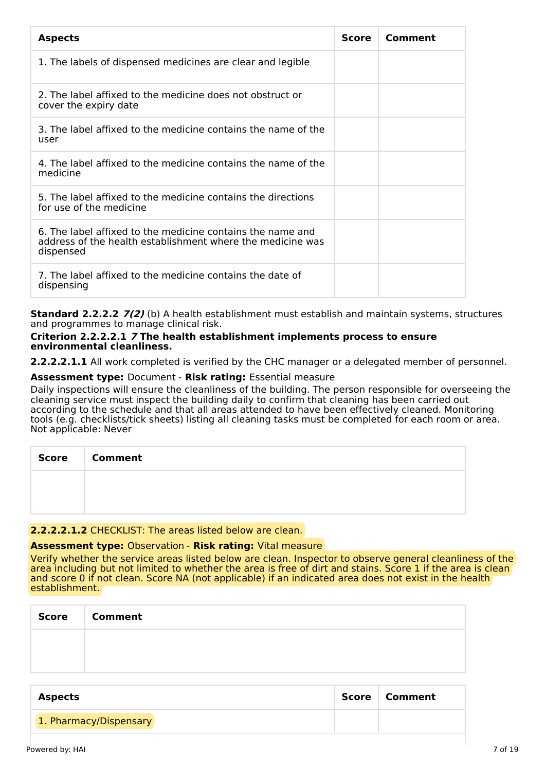| Aspects | Score | Comment |
| --- | --- | --- |
| 1. The labels of dispensed medicines are clear and legible | | |
| 2. The label affixed to the medicine does not obstruct or cover the expiry date | | |
| 3. The label affixed to the medicine contains the name of the user | | |
| 4. The label affixed to the medicine contains the name of the medicine | | |
| 5. The label affixed to the medicine contains the directions for use of the medicine | | |
| 6. The label affixed to the medicine contains the name and address of the health establishment where the medicine was dispensed | | |
| 7. The label affixed to the medicine contains the date of dispensing | | |

**Standard 2.2.2.2** ***7(2)*** (b) A health establishment must establish and maintain systems, structures and programmes to manage clinical risk.

**Criterion 2.2.2.2.1** ***7*** **The health establishment implements process to ensure environmental cleanliness.**

**2.2.2.2.1.1** All work completed is verified by the CHC manager or a delegated member of personnel.

**Assessment type:** Document - **Risk rating:** Essential measure

Daily inspections will ensure the cleanliness of the building. The person responsible for overseeing the cleaning service must inspect the building daily to confirm that cleaning has been carried out according to the schedule and that all areas attended to have been effectively cleaned. Monitoring tools (e.g. checklists/tick sheets) listing all cleaning tasks must be completed for each room or area. Not applicable: Never

| Score | Comment |
| --- | --- |
| | |

**2.2.2.2.1.2** CHECKLIST: The areas listed below are clean.

**Assessment type:** Observation - **Risk rating:** Vital measure

Verify whether the service areas listed below are clean. Inspector to observe general cleanliness of the area including but not limited to whether the area is free of dirt and stains. Score 1 if the area is clean and score 0 if not clean. Score NA (not applicable) if an indicated area does not exist in the health establishment.

| Score | Comment |
| --- | --- |
| | |

| Aspects | Score | Comment |
| --- | --- | --- |
| 1. Pharmacy/Dispensary | | |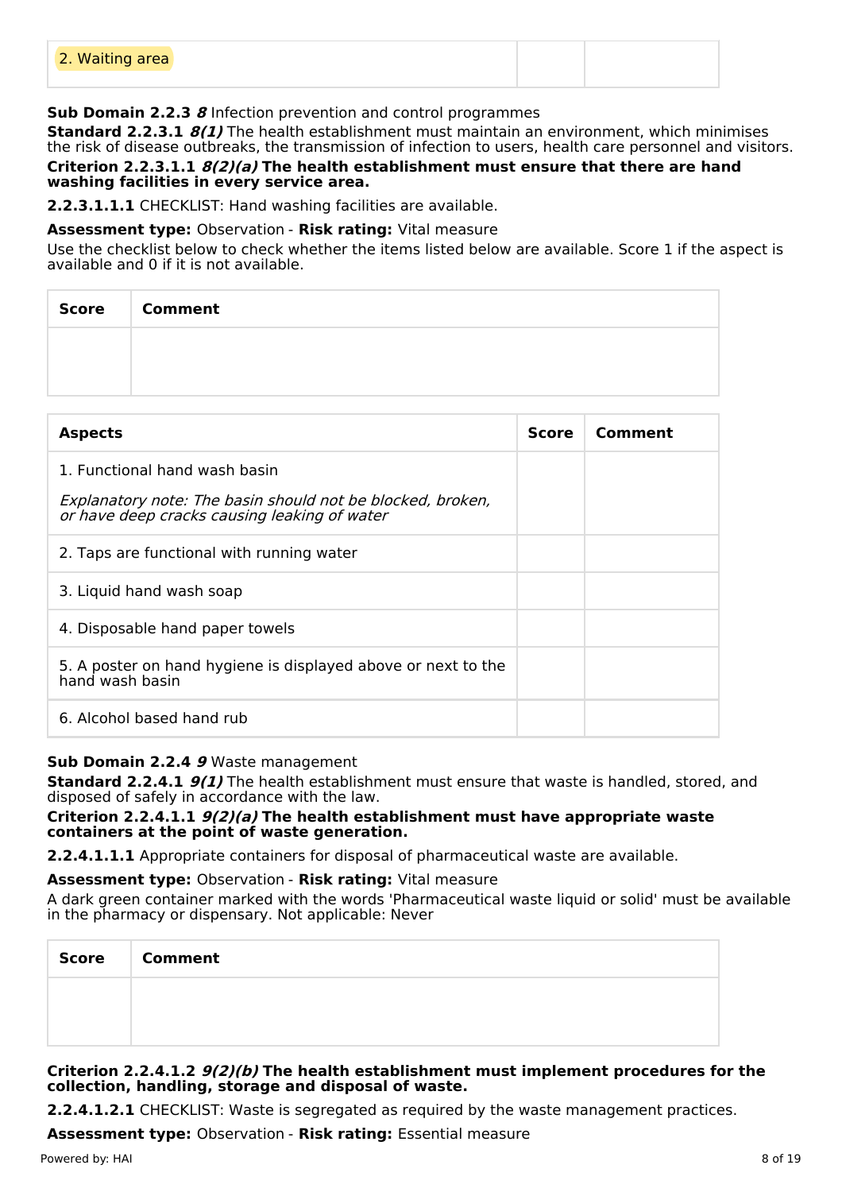| 2. Waiting area | | |
|---|---|---|

**Sub Domain 2.2.3** ***8*** Infection prevention and control programmes

**Standard 2.2.3.1** ***8(1)*** The health establishment must maintain an environment, which minimises the risk of disease outbreaks, the transmission of infection to users, health care personnel and visitors.

**Criterion 2.2.3.1.1** ***8(2)(a)*** **The health establishment must ensure that there are hand washing facilities in every service area.**

**2.2.3.1.1.1** CHECKLIST: Hand washing facilities are available.

**Assessment type:** Observation - **Risk rating:** Vital measure

Use the checklist below to check whether the items listed below are available. Score 1 if the aspect is available and 0 if it is not available.

| Score | Comment |
|---|---|
| | |

| Aspects | Score | Comment |
|---|---|---|
| 1. Functional hand wash basin<br><br>*Explanatory note: The basin should not be blocked, broken, or have deep cracks causing leaking of water* | | |
| 2. Taps are functional with running water | | |
| 3. Liquid hand wash soap | | |
| 4. Disposable hand paper towels | | |
| 5. A poster on hand hygiene is displayed above or next to the hand wash basin | | |
| 6. Alcohol based hand rub | | |

**Sub Domain 2.2.4** ***9*** Waste management

**Standard 2.2.4.1** ***9(1)*** The health establishment must ensure that waste is handled, stored, and disposed of safely in accordance with the law.

**Criterion 2.2.4.1.1** ***9(2)(a)*** **The health establishment must have appropriate waste containers at the point of waste generation.**

**2.2.4.1.1.1** Appropriate containers for disposal of pharmaceutical waste are available.

**Assessment type:** Observation - **Risk rating:** Vital measure

A dark green container marked with the words 'Pharmaceutical waste liquid or solid' must be available in the pharmacy or dispensary. Not applicable: Never

| Score | Comment |
|---|---|
| | |

**Criterion 2.2.4.1.2** ***9(2)(b)*** **The health establishment must implement procedures for the collection, handling, storage and disposal of waste.**

**2.2.4.1.2.1** CHECKLIST: Waste is segregated as required by the waste management practices.

**Assessment type:** Observation - **Risk rating:** Essential measure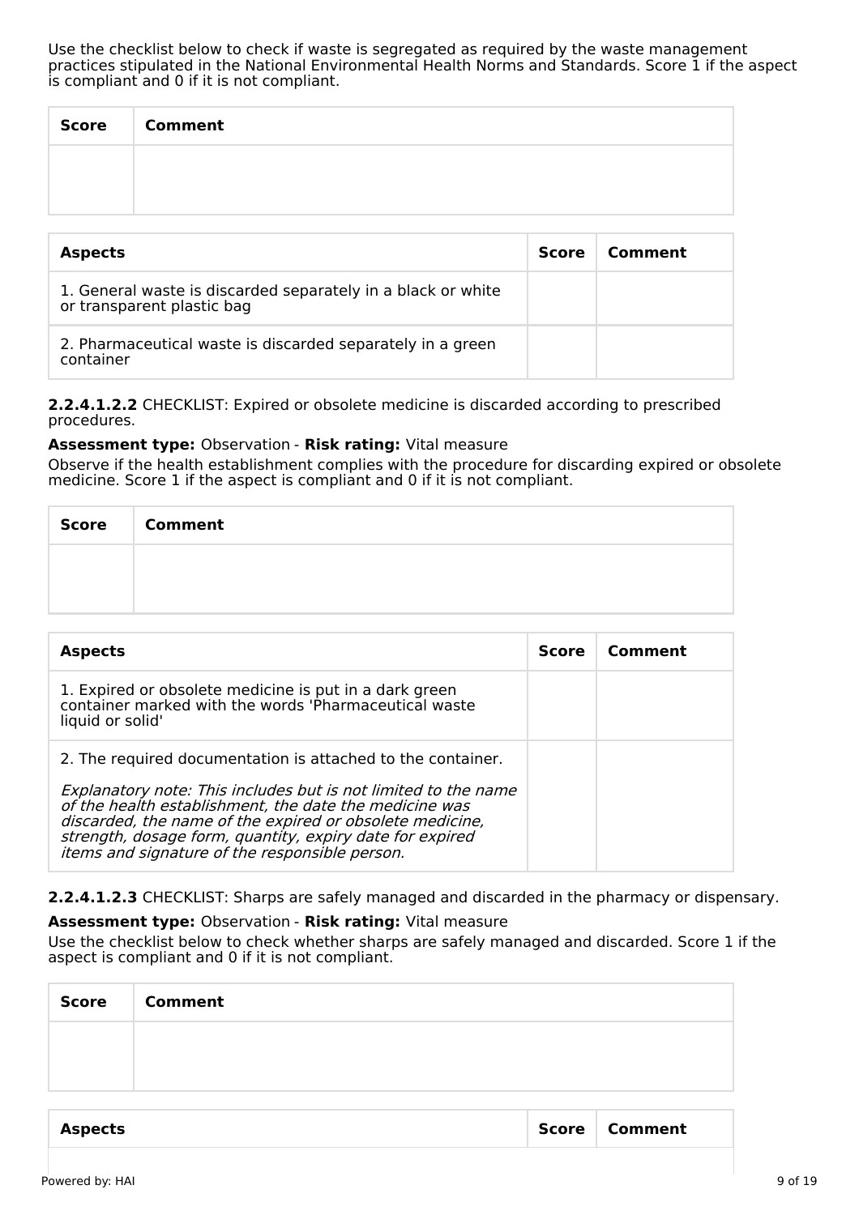Use the checklist below to check if waste is segregated as required by the waste management practices stipulated in the National Environmental Health Norms and Standards. Score 1 if the aspect is compliant and 0 if it is not compliant.

| Score | Comment |
| --- | --- |
| | |

| Aspects | Score | Comment |
| --- | --- | --- |
| 1. General waste is discarded separately in a black or white or transparent plastic bag | | |
| 2. Pharmaceutical waste is discarded separately in a green container | | |

**2.2.4.1.2.2** CHECKLIST: Expired or obsolete medicine is discarded according to prescribed procedures.

**Assessment type:** Observation - **Risk rating:** Vital measure

Observe if the health establishment complies with the procedure for discarding expired or obsolete medicine. Score 1 if the aspect is compliant and 0 if it is not compliant.

| Score | Comment |
| --- | --- |
| | |

| Aspects | Score | Comment |
| --- | --- | --- |
| 1. Expired or obsolete medicine is put in a dark green container marked with the words 'Pharmaceutical waste liquid or solid' | | |
| 2. The required documentation is attached to the container. *Explanatory note: This includes but is not limited to the name of the health establishment, the date the medicine was discarded, the name of the expired or obsolete medicine, strength, dosage form, quantity, expiry date for expired items and signature of the responsible person.* | | |

**2.2.4.1.2.3** CHECKLIST: Sharps are safely managed and discarded in the pharmacy or dispensary.

**Assessment type:** Observation - **Risk rating:** Vital measure

Use the checklist below to check whether sharps are safely managed and discarded. Score 1 if the aspect is compliant and 0 if it is not compliant.

| Score | Comment |
| --- | --- |
| | |

| Aspects | Score | Comment |
| --- | --- | --- |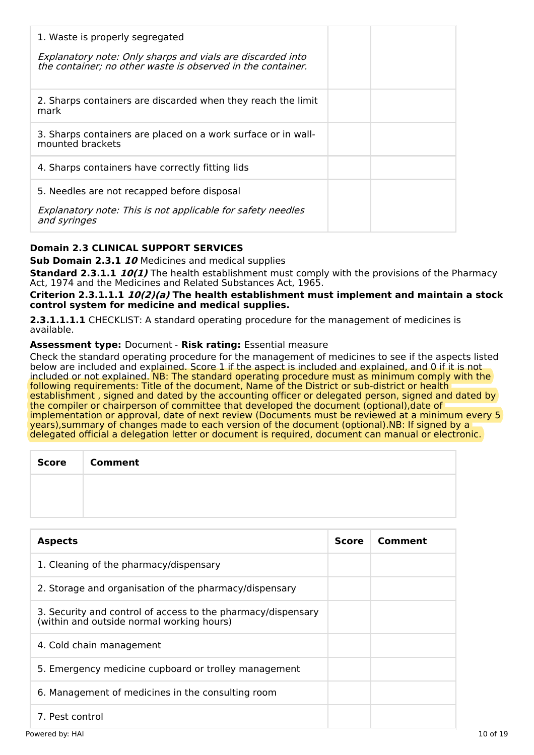| | | |
|---|---|---|
| 1. Waste is properly segregated<br><br>*Explanatory note: Only sharps and vials are discarded into the container; no other waste is observed in the container.* | | |
| 2. Sharps containers are discarded when they reach the limit mark | | |
| 3. Sharps containers are placed on a work surface or in wall-mounted brackets | | |
| 4. Sharps containers have correctly fitting lids | | |
| 5. Needles are not recapped before disposal<br><br>*Explanatory note: This is not applicable for safety needles and syringes* | | |

**Domain 2.3 CLINICAL SUPPORT SERVICES**

**Sub Domain 2.3.1** ***10*** Medicines and medical supplies

**Standard 2.3.1.1** ***10(1)*** The health establishment must comply with the provisions of the Pharmacy Act, 1974 and the Medicines and Related Substances Act, 1965.

**Criterion 2.3.1.1.1** ***10(2)(a)*** **The health establishment must implement and maintain a stock control system for medicine and medical supplies.**

**2.3.1.1.1.1** CHECKLIST: A standard operating procedure for the management of medicines is available.

**Assessment type:** Document - **Risk rating:** Essential measure

Check the standard operating procedure for the management of medicines to see if the aspects listed below are included and explained. Score 1 if the aspect is included and explained, and 0 if it is not included or not explained. NB: The standard operating procedure must as minimum comply with the following requirements: Title of the document, Name of the District or sub-district or health establishment , signed and dated by the accounting officer or delegated person, signed and dated by the compiler or chairperson of committee that developed the document (optional),date of implementation or approval, date of next review (Documents must be reviewed at a minimum every 5 years),summary of changes made to each version of the document (optional).NB: If signed by a delegated official a delegation letter or document is required, document can manual or electronic.

| Score | Comment |
|---|---|
| | |

| Aspects | Score | Comment |
|---|---|---|
| 1. Cleaning of the pharmacy/dispensary | | |
| 2. Storage and organisation of the pharmacy/dispensary | | |
| 3. Security and control of access to the pharmacy/dispensary (within and outside normal working hours) | | |
| 4. Cold chain management | | |
| 5. Emergency medicine cupboard or trolley management | | |
| 6. Management of medicines in the consulting room | | |
| 7. Pest control | | |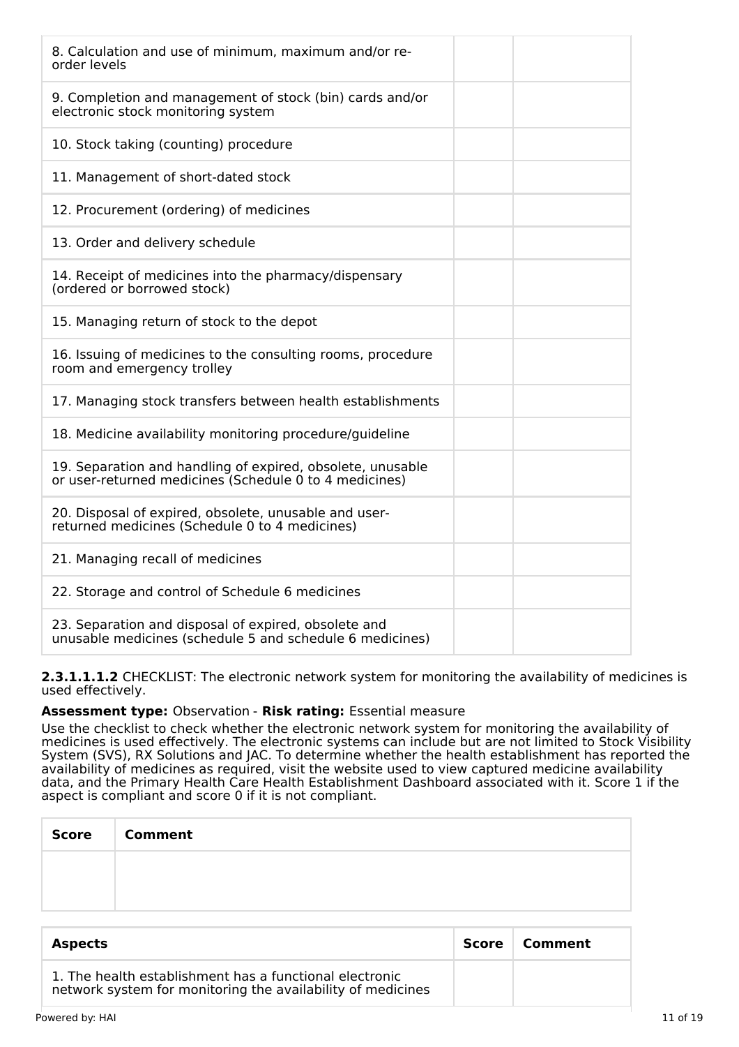| | | |
|---|---|---|
| 8. Calculation and use of minimum, maximum and/or re-order levels | | |
| 9. Completion and management of stock (bin) cards and/or electronic stock monitoring system | | |
| 10. Stock taking (counting) procedure | | |
| 11. Management of short-dated stock | | |
| 12. Procurement (ordering) of medicines | | |
| 13. Order and delivery schedule | | |
| 14. Receipt of medicines into the pharmacy/dispensary (ordered or borrowed stock) | | |
| 15. Managing return of stock to the depot | | |
| 16. Issuing of medicines to the consulting rooms, procedure room and emergency trolley | | |
| 17. Managing stock transfers between health establishments | | |
| 18. Medicine availability monitoring procedure/guideline | | |
| 19. Separation and handling of expired, obsolete, unusable or user-returned medicines (Schedule 0 to 4 medicines) | | |
| 20. Disposal of expired, obsolete, unusable and user-returned medicines (Schedule 0 to 4 medicines) | | |
| 21. Managing recall of medicines | | |
| 22. Storage and control of Schedule 6 medicines | | |
| 23. Separation and disposal of expired, obsolete and unusable medicines (schedule 5 and schedule 6 medicines) | | |

**2.3.1.1.1.2** CHECKLIST: The electronic network system for monitoring the availability of medicines is used effectively.

**Assessment type:** Observation - **Risk rating:** Essential measure

Use the checklist to check whether the electronic network system for monitoring the availability of medicines is used effectively. The electronic systems can include but are not limited to Stock Visibility System (SVS), RX Solutions and JAC. To determine whether the health establishment has reported the availability of medicines as required, visit the website used to view captured medicine availability data, and the Primary Health Care Health Establishment Dashboard associated with it. Score 1 if the aspect is compliant and score 0 if it is not compliant.

| Score | Comment |
|---|---|
| | |

| Aspects | Score | Comment |
|---|---|---|
| 1. The health establishment has a functional electronic network system for monitoring the availability of medicines | | |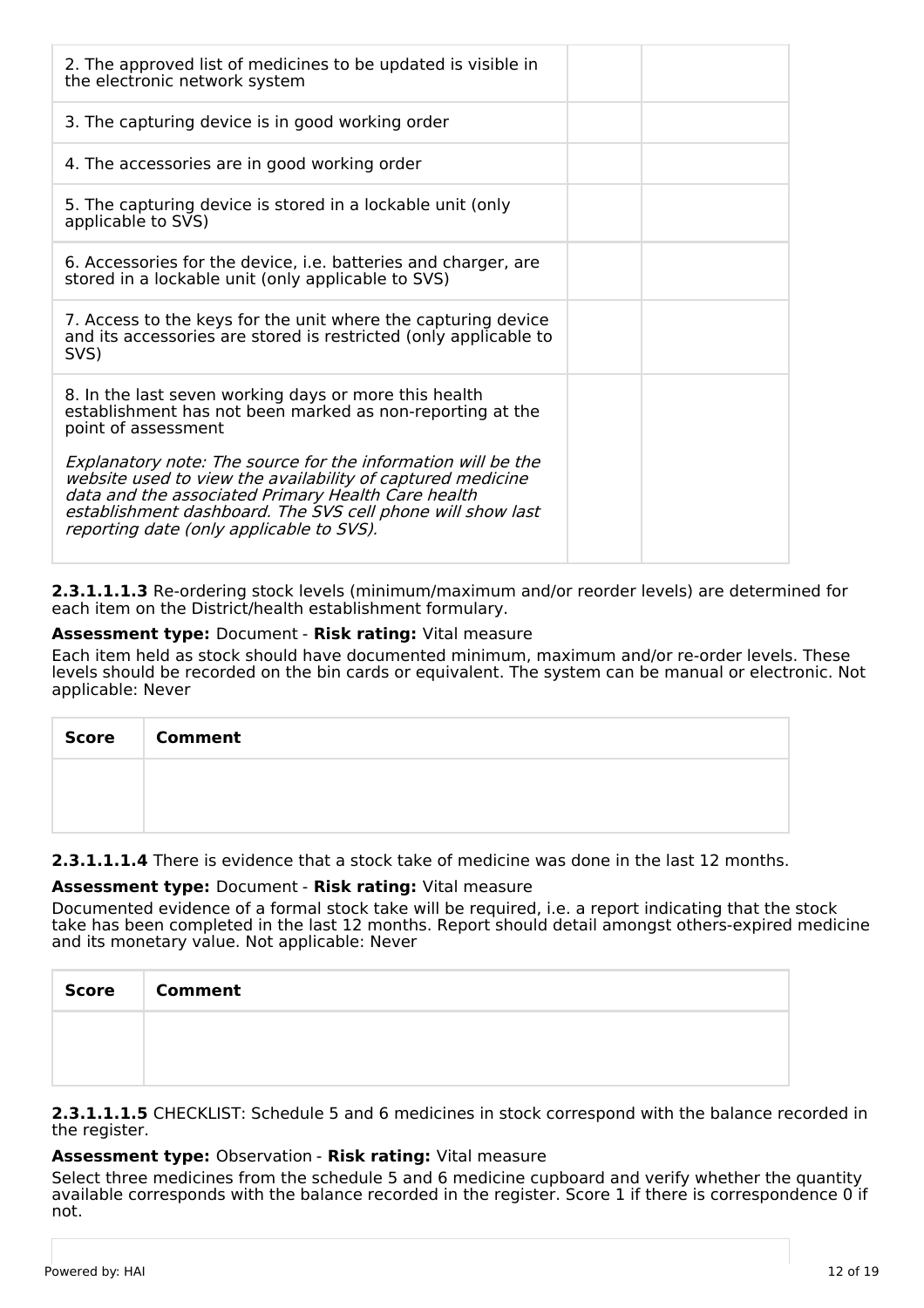| | | |
|---|---|---|
| 2. The approved list of medicines to be updated is visible in the electronic network system | | |
| 3. The capturing device is in good working order | | |
| 4. The accessories are in good working order | | |
| 5. The capturing device is stored in a lockable unit (only applicable to SVS) | | |
| 6. Accessories for the device, i.e. batteries and charger, are stored in a lockable unit (only applicable to SVS) | | |
| 7. Access to the keys for the unit where the capturing device and its accessories are stored is restricted (only applicable to SVS) | | |
| 8. In the last seven working days or more this health establishment has not been marked as non-reporting at the point of assessment<br><br>*Explanatory note: The source for the information will be the website used to view the availability of captured medicine data and the associated Primary Health Care health establishment dashboard. The SVS cell phone will show last reporting date (only applicable to SVS).* | | |

**2.3.1.1.1.3** Re-ordering stock levels (minimum/maximum and/or reorder levels) are determined for each item on the District/health establishment formulary.

**Assessment type:** Document - **Risk rating:** Vital measure

Each item held as stock should have documented minimum, maximum and/or re-order levels. These levels should be recorded on the bin cards or equivalent. The system can be manual or electronic. Not applicable: Never

| Score | Comment |
|---|---|
| | |

**2.3.1.1.1.4** There is evidence that a stock take of medicine was done in the last 12 months.

**Assessment type:** Document - **Risk rating:** Vital measure

Documented evidence of a formal stock take will be required, i.e. a report indicating that the stock take has been completed in the last 12 months. Report should detail amongst others-expired medicine and its monetary value. Not applicable: Never

| Score | Comment |
|---|---|
| | |

**2.3.1.1.1.5** CHECKLIST: Schedule 5 and 6 medicines in stock correspond with the balance recorded in the register.

**Assessment type:** Observation - **Risk rating:** Vital measure

Select three medicines from the schedule 5 and 6 medicine cupboard and verify whether the quantity available corresponds with the balance recorded in the register. Score 1 if there is correspondence 0 if not.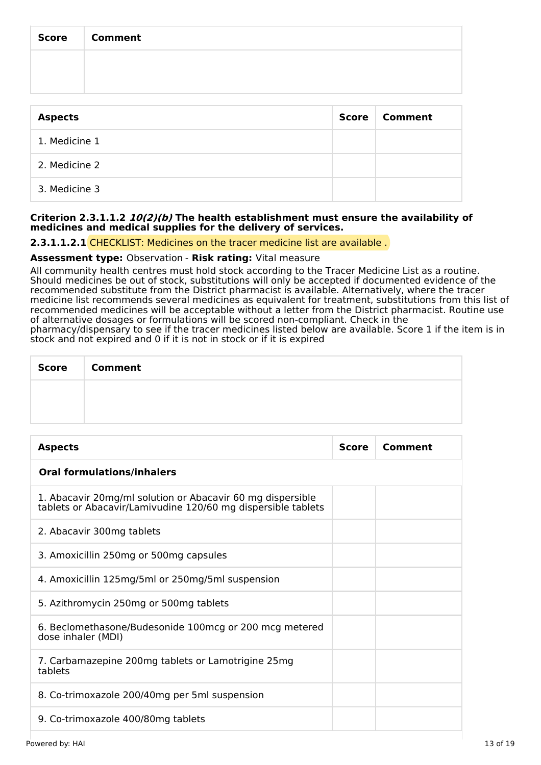| Score | Comment |
| --- | --- |
| | |

| Aspects | Score | Comment |
| --- | --- | --- |
| 1. Medicine 1 | | |
| 2. Medicine 2 | | |
| 3. Medicine 3 | | |

**Criterion 2.3.1.1.2 *10(2)(b)* The health establishment must ensure the availability of medicines and medical supplies for the delivery of services.**

**2.3.1.1.2.1** CHECKLIST: Medicines on the tracer medicine list are available .

**Assessment type:** Observation - **Risk rating:** Vital measure

All community health centres must hold stock according to the Tracer Medicine List as a routine. Should medicines be out of stock, substitutions will only be accepted if documented evidence of the recommended substitute from the District pharmacist is available. Alternatively, where the tracer medicine list recommends several medicines as equivalent for treatment, substitutions from this list of recommended medicines will be acceptable without a letter from the District pharmacist. Routine use of alternative dosages or formulations will be scored non-compliant. Check in the pharmacy/dispensary to see if the tracer medicines listed below are available. Score 1 if the item is in stock and not expired and 0 if it is not in stock or if it is expired

| Score | Comment |
| --- | --- |
| | |

| Aspects | Score | Comment |
| --- | --- | --- |
| **Oral formulations/inhalers** | | |
| 1. Abacavir 20mg/ml solution or Abacavir 60 mg dispersible tablets or Abacavir/Lamivudine 120/60 mg dispersible tablets | | |
| 2. Abacavir 300mg tablets | | |
| 3. Amoxicillin 250mg or 500mg capsules | | |
| 4. Amoxicillin 125mg/5ml or 250mg/5ml suspension | | |
| 5. Azithromycin 250mg or 500mg tablets | | |
| 6. Beclomethasone/Budesonide 100mcg or 200 mcg metered dose inhaler (MDI) | | |
| 7. Carbamazepine 200mg tablets or Lamotrigine 25mg tablets | | |
| 8. Co-trimoxazole 200/40mg per 5ml suspension | | |
| 9. Co-trimoxazole 400/80mg tablets | | |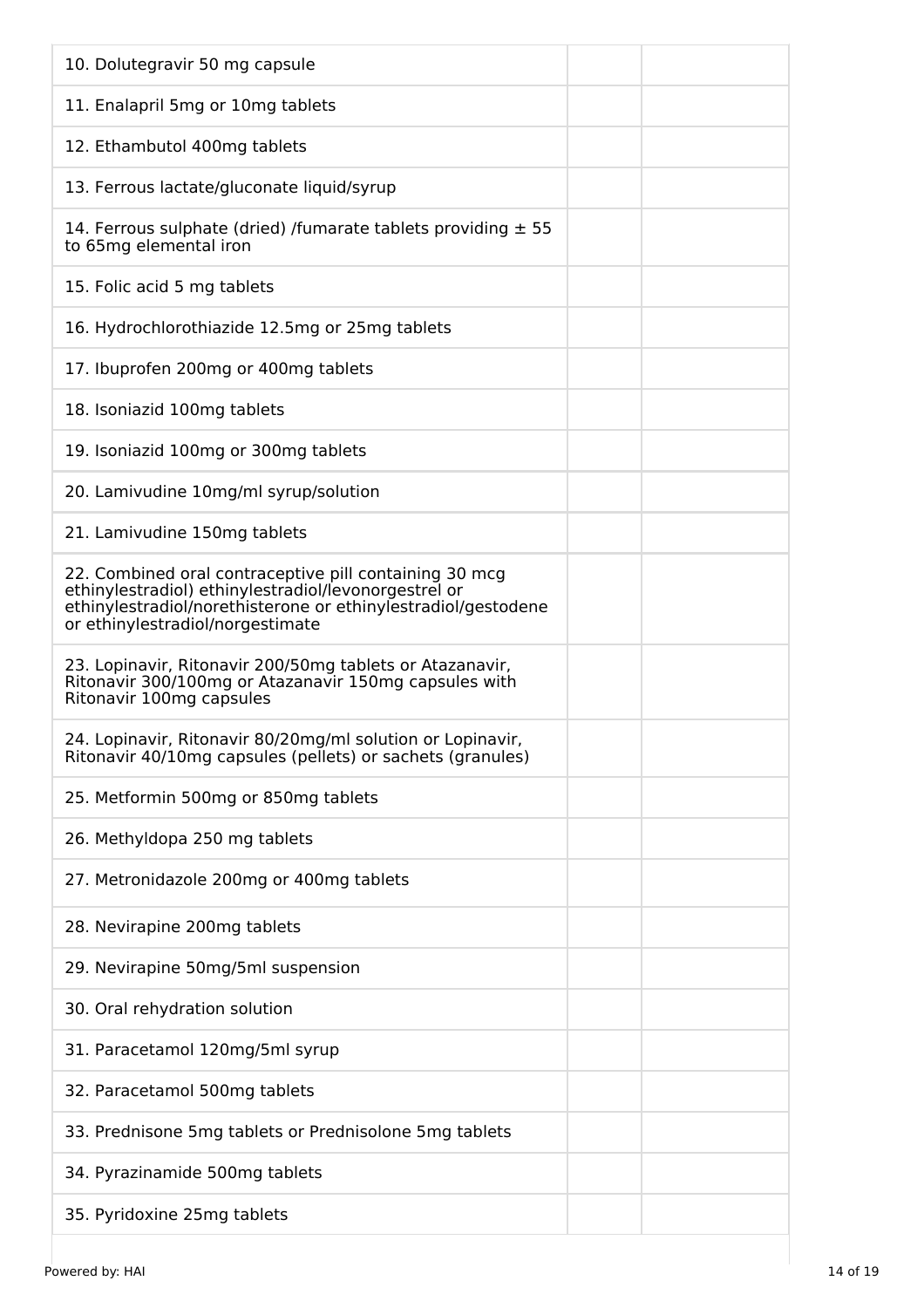| | | |
|---|---|---|
| 10. Dolutegravir 50 mg capsule | | |
| 11. Enalapril 5mg or 10mg tablets | | |
| 12. Ethambutol 400mg tablets | | |
| 13. Ferrous lactate/gluconate liquid/syrup | | |
| 14. Ferrous sulphate (dried) /fumarate tablets providing ± 55 to 65mg elemental iron | | |
| 15. Folic acid 5 mg tablets | | |
| 16. Hydrochlorothiazide 12.5mg or 25mg tablets | | |
| 17. Ibuprofen 200mg or 400mg tablets | | |
| 18. Isoniazid 100mg tablets | | |
| 19. Isoniazid 100mg or 300mg tablets | | |
| 20. Lamivudine 10mg/ml syrup/solution | | |
| 21. Lamivudine 150mg tablets | | |
| 22. Combined oral contraceptive pill containing 30 mcg ethinylestradiol) ethinylestradiol/levonorgestrel or ethinylestradiol/norethisterone or ethinylestradiol/gestodene or ethinylestradiol/norgestimate | | |
| 23. Lopinavir, Ritonavir 200/50mg tablets or Atazanavir, Ritonavir 300/100mg or Atazanavir 150mg capsules with Ritonavir 100mg capsules | | |
| 24. Lopinavir, Ritonavir 80/20mg/ml solution or Lopinavir, Ritonavir 40/10mg capsules (pellets) or sachets (granules) | | |
| 25. Metformin 500mg or 850mg tablets | | |
| 26. Methyldopa 250 mg tablets | | |
| 27. Metronidazole 200mg or 400mg tablets | | |
| 28. Nevirapine 200mg tablets | | |
| 29. Nevirapine 50mg/5ml suspension | | |
| 30. Oral rehydration solution | | |
| 31. Paracetamol 120mg/5ml syrup | | |
| 32. Paracetamol 500mg tablets | | |
| 33. Prednisone 5mg tablets or Prednisolone 5mg tablets | | |
| 34. Pyrazinamide 500mg tablets | | |
| 35. Pyridoxine 25mg tablets | | |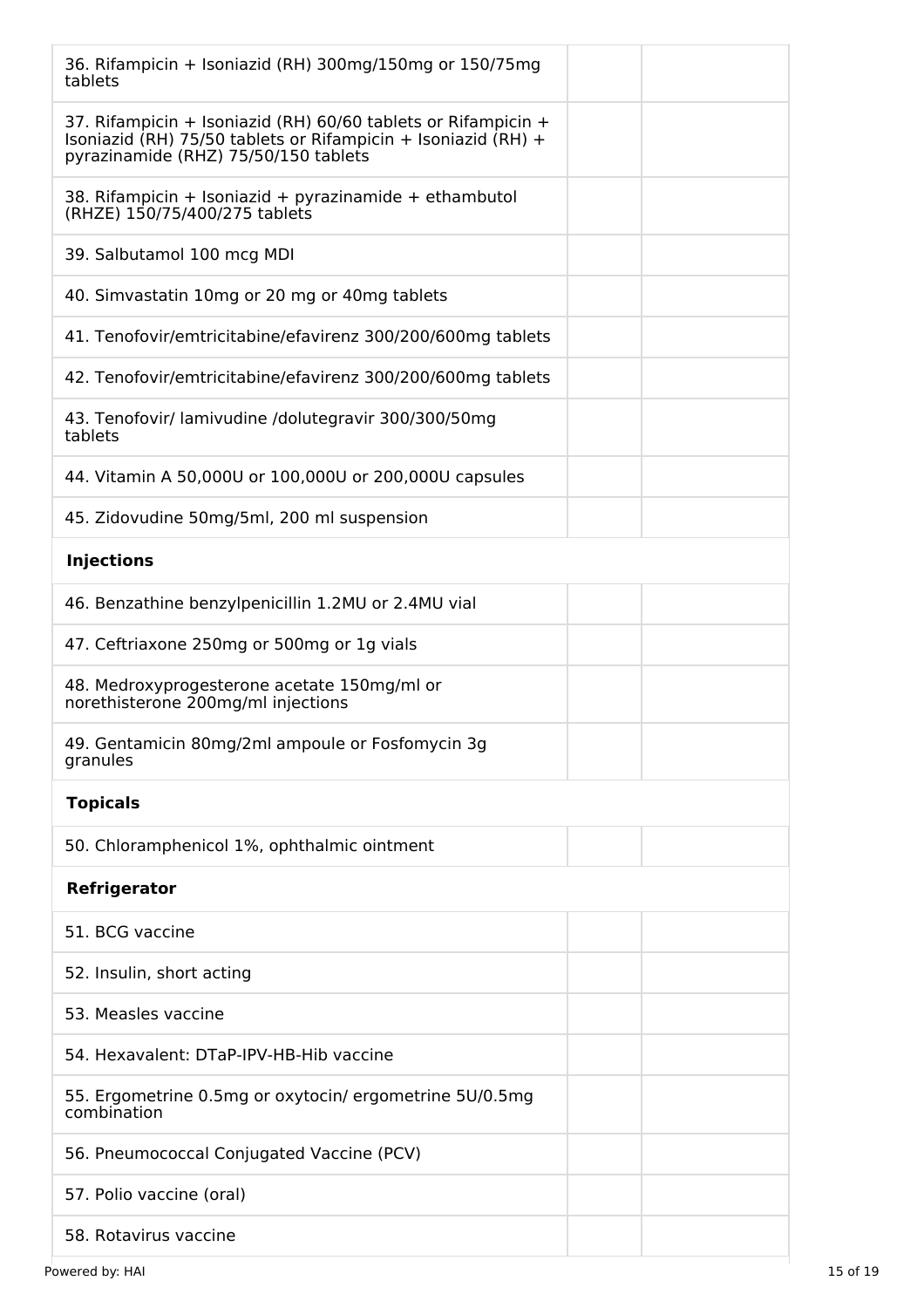| | | |
|---|---|---|
| 36. Rifampicin + Isoniazid (RH) 300mg/150mg or 150/75mg tablets | | |
| 37. Rifampicin + Isoniazid (RH) 60/60 tablets or Rifampicin + Isoniazid (RH) 75/50 tablets or Rifampicin + Isoniazid (RH) + pyrazinamide (RHZ) 75/50/150 tablets | | |
| 38. Rifampicin + Isoniazid + pyrazinamide + ethambutol (RHZE) 150/75/400/275 tablets | | |
| 39. Salbutamol 100 mcg MDI | | |
| 40. Simvastatin 10mg or 20 mg or 40mg tablets | | |
| 41. Tenofovir/emtricitabine/efavirenz 300/200/600mg tablets | | |
| 42. Tenofovir/emtricitabine/efavirenz 300/200/600mg tablets | | |
| 43. Tenofovir/ lamivudine /dolutegravir 300/300/50mg tablets | | |
| 44. Vitamin A 50,000U or 100,000U or 200,000U capsules | | |
| 45. Zidovudine 50mg/5ml, 200 ml suspension | | |
| **Injections** | | |
| 46. Benzathine benzylpenicillin 1.2MU or 2.4MU vial | | |
| 47. Ceftriaxone 250mg or 500mg or 1g vials | | |
| 48. Medroxyprogesterone acetate 150mg/ml or norethisterone 200mg/ml injections | | |
| 49. Gentamicin 80mg/2ml ampoule or Fosfomycin 3g granules | | |
| **Topicals** | | |
| 50. Chloramphenicol 1%, ophthalmic ointment | | |
| **Refrigerator** | | |
| 51. BCG vaccine | | |
| 52. Insulin, short acting | | |
| 53. Measles vaccine | | |
| 54. Hexavalent: DTaP-IPV-HB-Hib vaccine | | |
| 55. Ergometrine 0.5mg or oxytocin/ ergometrine 5U/0.5mg combination | | |
| 56. Pneumococcal Conjugated Vaccine (PCV) | | |
| 57. Polio vaccine (oral) | | |
| 58. Rotavirus vaccine | | |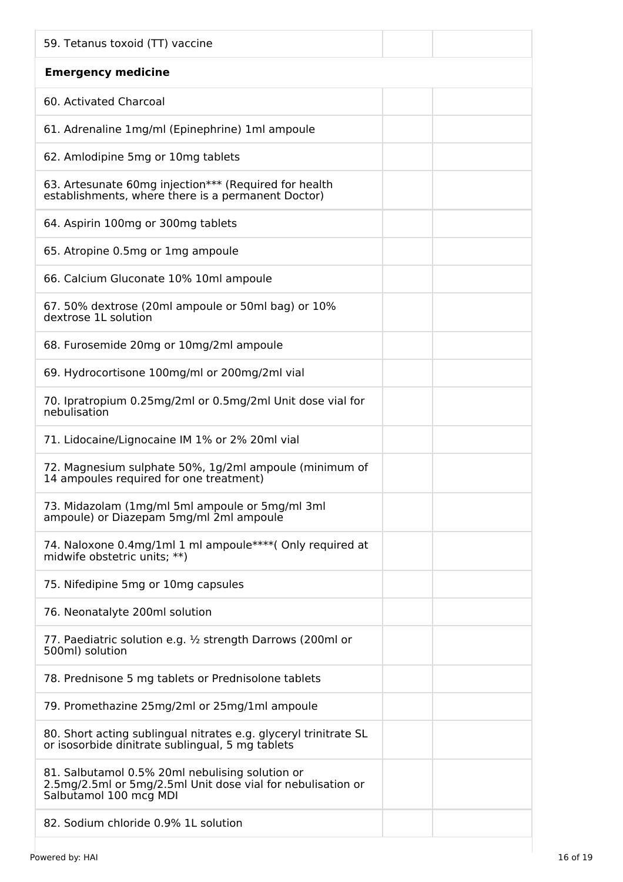| | | |
|---|---|---|
| 59. Tetanus toxoid (TT) vaccine | | |
| **Emergency medicine** | | |
| 60. Activated Charcoal | | |
| 61. Adrenaline 1mg/ml (Epinephrine) 1ml ampoule | | |
| 62. Amlodipine 5mg or 10mg tablets | | |
| 63. Artesunate 60mg injection*** (Required for health establishments, where there is a permanent Doctor) | | |
| 64. Aspirin 100mg or 300mg tablets | | |
| 65. Atropine 0.5mg or 1mg ampoule | | |
| 66. Calcium Gluconate 10% 10ml ampoule | | |
| 67. 50% dextrose (20ml ampoule or 50ml bag) or 10% dextrose 1L solution | | |
| 68. Furosemide 20mg or 10mg/2ml ampoule | | |
| 69. Hydrocortisone 100mg/ml or 200mg/2ml vial | | |
| 70. Ipratropium 0.25mg/2ml or 0.5mg/2ml Unit dose vial for nebulisation | | |
| 71. Lidocaine/Lignocaine IM 1% or 2% 20ml vial | | |
| 72. Magnesium sulphate 50%, 1g/2ml ampoule (minimum of 14 ampoules required for one treatment) | | |
| 73. Midazolam (1mg/ml 5ml ampoule or 5mg/ml 3ml ampoule) or Diazepam 5mg/ml 2ml ampoule | | |
| 74. Naloxone 0.4mg/1ml 1 ml ampoule****( Only required at midwife obstetric units; **) | | |
| 75. Nifedipine 5mg or 10mg capsules | | |
| 76. Neonatalyte 200ml solution | | |
| 77. Paediatric solution e.g. ½ strength Darrows (200ml or 500ml) solution | | |
| 78. Prednisone 5 mg tablets or Prednisolone tablets | | |
| 79. Promethazine 25mg/2ml or 25mg/1ml ampoule | | |
| 80. Short acting sublingual nitrates e.g. glyceryl trinitrate SL or isosorbide dinitrate sublingual, 5 mg tablets | | |
| 81. Salbutamol 0.5% 20ml nebulising solution or 2.5mg/2.5ml or 5mg/2.5ml Unit dose vial for nebulisation or Salbutamol 100 mcg MDI | | |
| 82. Sodium chloride 0.9% 1L solution | | |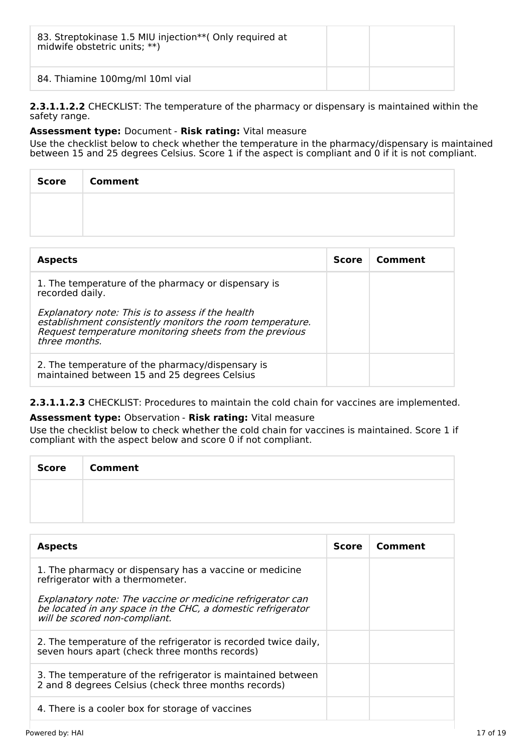| | | |
|---|---|---|
| 83. Streptokinase 1.5 MIU injection**( Only required at midwife obstetric units; **) | | |
| 84. Thiamine 100mg/ml 10ml vial | | |

**2.3.1.1.2.2** CHECKLIST: The temperature of the pharmacy or dispensary is maintained within the safety range.

**Assessment type:** Document - **Risk rating:** Vital measure

Use the checklist below to check whether the temperature in the pharmacy/dispensary is maintained between 15 and 25 degrees Celsius. Score 1 if the aspect is compliant and 0 if it is not compliant.

| Score | Comment |
|---|---|
| | |

| Aspects | Score | Comment |
|---|---|---|
| 1. The temperature of the pharmacy or dispensary is recorded daily.<br><br>*Explanatory note: This is to assess if the health establishment consistently monitors the room temperature. Request temperature monitoring sheets from the previous three months.* | | |
| 2. The temperature of the pharmacy/dispensary is maintained between 15 and 25 degrees Celsius | | |

**2.3.1.1.2.3** CHECKLIST: Procedures to maintain the cold chain for vaccines are implemented.

**Assessment type:** Observation - **Risk rating:** Vital measure

Use the checklist below to check whether the cold chain for vaccines is maintained. Score 1 if compliant with the aspect below and score 0 if not compliant.

| Score | Comment |
|---|---|
| | |

| Aspects | Score | Comment |
|---|---|---|
| 1. The pharmacy or dispensary has a vaccine or medicine refrigerator with a thermometer.<br><br>*Explanatory note: The vaccine or medicine refrigerator can be located in any space in the CHC, a domestic refrigerator will be scored non-compliant.* | | |
| 2. The temperature of the refrigerator is recorded twice daily, seven hours apart (check three months records) | | |
| 3. The temperature of the refrigerator is maintained between 2 and 8 degrees Celsius (check three months records) | | |
| 4. There is a cooler box for storage of vaccines | | |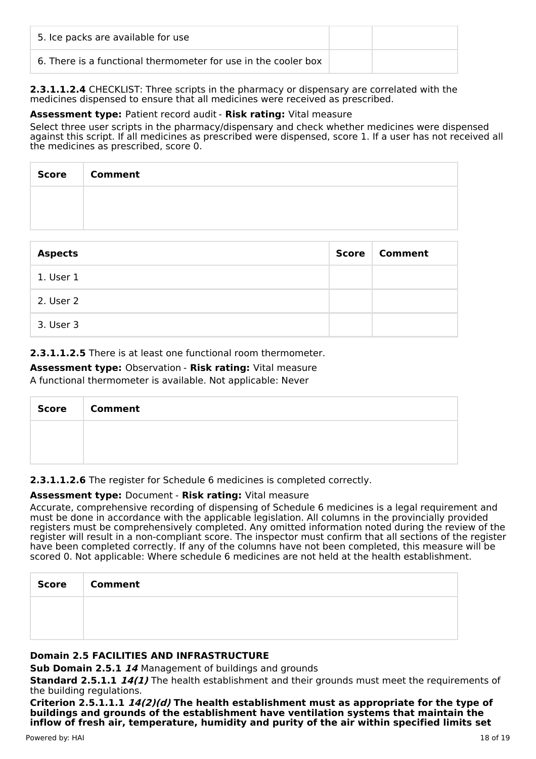| | | |
|---|---|---|
| 5. Ice packs are available for use | | |
| 6. There is a functional thermometer for use in the cooler box | | |

**2.3.1.1.2.4** CHECKLIST: Three scripts in the pharmacy or dispensary are correlated with the medicines dispensed to ensure that all medicines were received as prescribed.

**Assessment type:** Patient record audit - **Risk rating:** Vital measure

Select three user scripts in the pharmacy/dispensary and check whether medicines were dispensed against this script. If all medicines as prescribed were dispensed, score 1. If a user has not received all the medicines as prescribed, score 0.

| Score | Comment |
|---|---|
| | |

| Aspects | Score | Comment |
|---|---|---|
| 1. User 1 | | |
| 2. User 2 | | |
| 3. User 3 | | |

**2.3.1.1.2.5** There is at least one functional room thermometer.

**Assessment type:** Observation - **Risk rating:** Vital measure

A functional thermometer is available. Not applicable: Never

| Score | Comment |
|---|---|
| | |

**2.3.1.1.2.6** The register for Schedule 6 medicines is completed correctly.

**Assessment type:** Document - **Risk rating:** Vital measure

Accurate, comprehensive recording of dispensing of Schedule 6 medicines is a legal requirement and must be done in accordance with the applicable legislation. All columns in the provincially provided registers must be comprehensively completed. Any omitted information noted during the review of the register will result in a non-compliant score. The inspector must confirm that all sections of the register have been completed correctly. If any of the columns have not been completed, this measure will be scored 0. Not applicable: Where schedule 6 medicines are not held at the health establishment.

| Score | Comment |
|---|---|
| | |

**Domain 2.5 FACILITIES AND INFRASTRUCTURE**

**Sub Domain 2.5.1** ***14*** Management of buildings and grounds

**Standard 2.5.1.1** ***14(1)*** The health establishment and their grounds must meet the requirements of the building regulations.

**Criterion 2.5.1.1.1** ***14(2)(d)*** **The health establishment must as appropriate for the type of buildings and grounds of the establishment have ventilation systems that maintain the inflow of fresh air, temperature, humidity and purity of the air within specified limits set**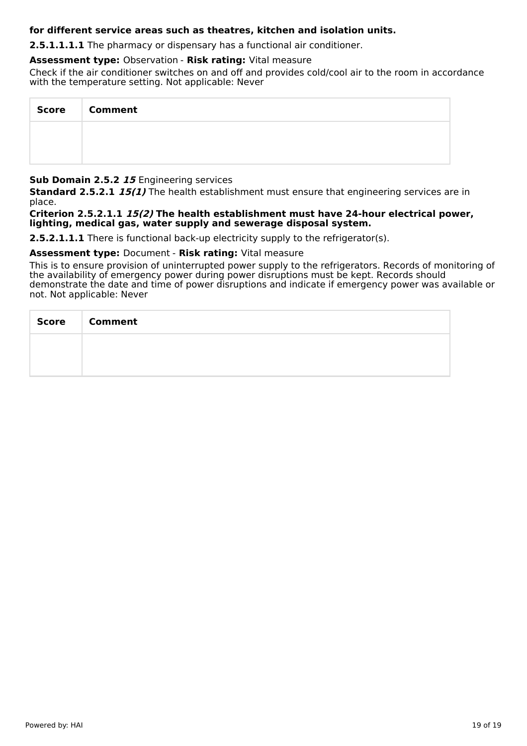**for different service areas such as theatres, kitchen and isolation units.**

**2.5.1.1.1.1** The pharmacy or dispensary has a functional air conditioner.

**Assessment type:** Observation - **Risk rating:** Vital measure

Check if the air conditioner switches on and off and provides cold/cool air to the room in accordance with the temperature setting. Not applicable: Never

| Score | Comment |
| --- | --- |
| | |

**Sub Domain 2.5.2** ***15*** Engineering services

**Standard 2.5.2.1** ***15(1)*** The health establishment must ensure that engineering services are in place.

**Criterion 2.5.2.1.1** ***15(2)*** **The health establishment must have 24-hour electrical power, lighting, medical gas, water supply and sewerage disposal system.**

**2.5.2.1.1.1** There is functional back-up electricity supply to the refrigerator(s).

**Assessment type:** Document - **Risk rating:** Vital measure

This is to ensure provision of uninterrupted power supply to the refrigerators. Records of monitoring of the availability of emergency power during power disruptions must be kept. Records should demonstrate the date and time of power disruptions and indicate if emergency power was available or not. Not applicable: Never

| Score | Comment |
| --- | --- |
| | |